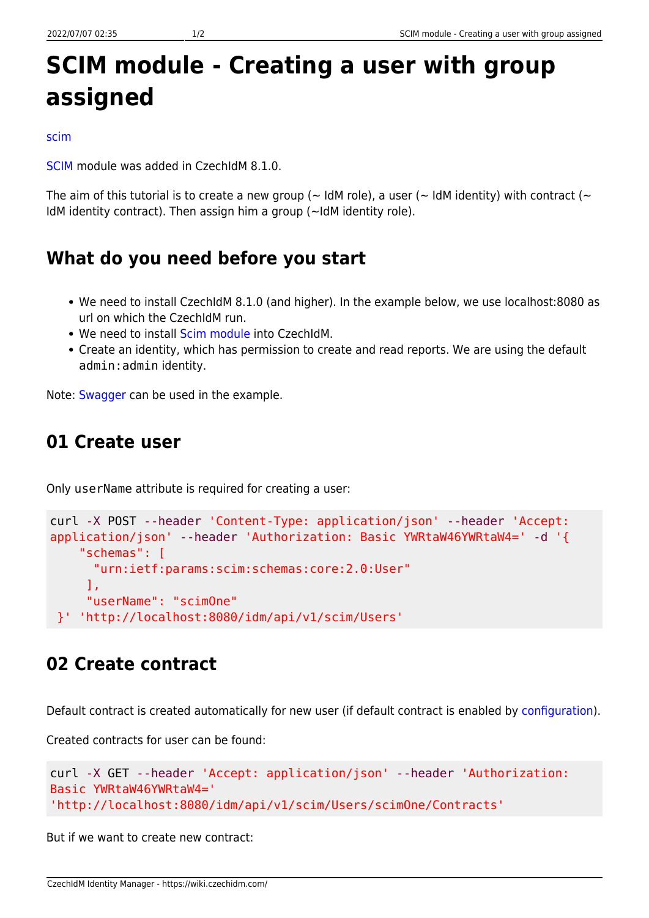# SCIM module - Creating a user with group assigned

scim

SCIM module was added in CzechIdM 8.1.0.

The aim of this tutorial is to create a new group (~ IdM role), a user (~ IdM identity) with contract (~ IdM identity contract). Then assign him a group (~IdM identity role).

## What do you need before you start

- We need to install CzechIdM 8.1.0 (and higher). In the example below, we use localhost:8080 as url on which the CzechIdM run.
- We need to install Scim module into CzechIdM.
- Create an identity, which has permission to create and read reports. We are using the default `admin:admin` identity.

Note: Swagger can be used in the example.

## 01 Create user

Only `userName` attribute is required for creating a user:

```
curl -X POST --header 'Content-Type: application/json' --header 'Accept: application/json' --header 'Authorization: Basic YWRtaW46YWRtaW4=' -d '{
    "schemas": [
      "urn:ietf:params:scim:schemas:core:2.0:User"
     ],
     "userName": "scimOne"
 }' 'http://localhost:8080/idm/api/v1/scim/Users'
```

## 02 Create contract

Default contract is created automatically for new user (if default contract is enabled by configuration).

Created contracts for user can be found:

```
curl -X GET --header 'Accept: application/json' --header 'Authorization: Basic YWRtaW46YWRtaW4=' 'http://localhost:8080/idm/api/v1/scim/Users/scimOne/Contracts'
```

But if we want to create new contract: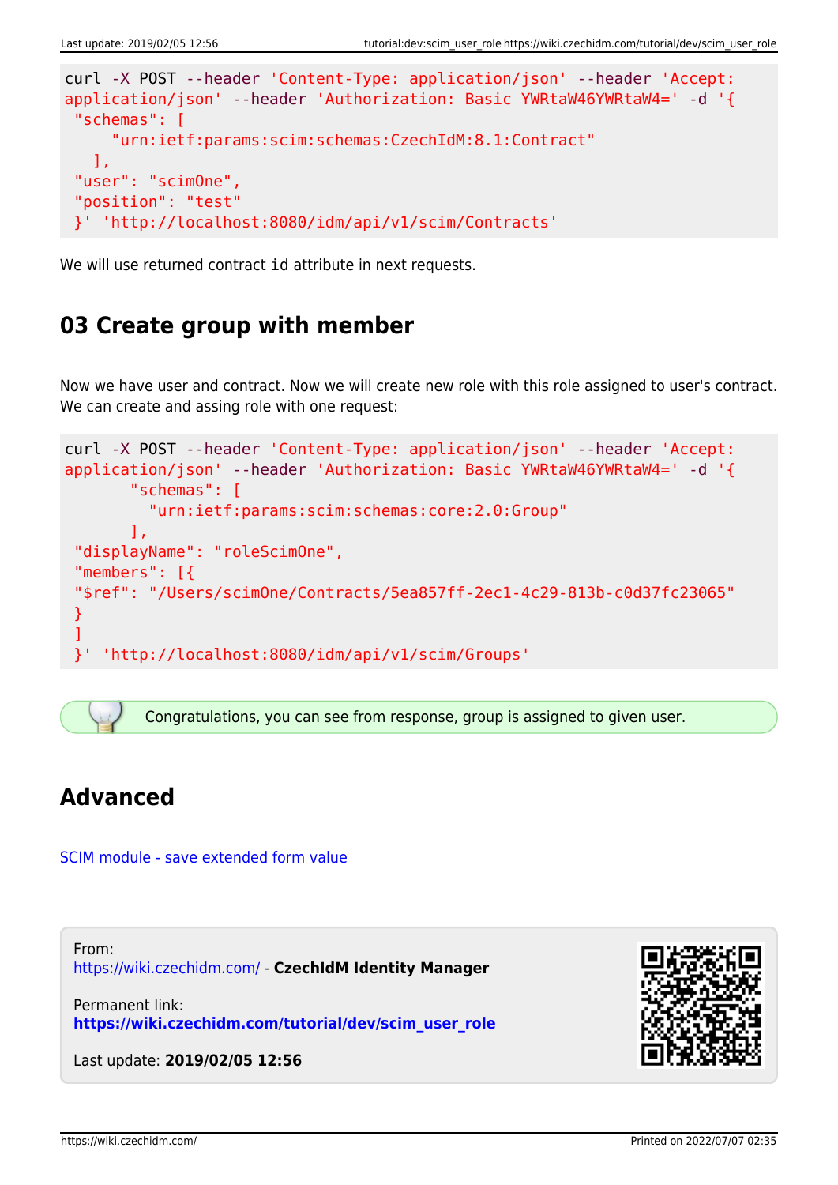```
curl -X POST --header 'Content-Type: application/json' --header 'Accept:
application/json' --header 'Authorization: Basic YWRtaW46YWRtaW4=' -d '{
 "schemas": [
     "urn:ietf:params:scim:schemas:CzechIdM:8.1:Contract"
   ],
 "user": "scimOne",
 "position": "test"
 }' 'http://localhost:8080/idm/api/v1/scim/Contracts'
```

We will use returned contract `id` attribute in next requests.

## 03 Create group with member

Now we have user and contract. Now we will create new role with this role assigned to user's contract. We can create and assing role with one request:

```
curl -X POST --header 'Content-Type: application/json' --header 'Accept:
application/json' --header 'Authorization: Basic YWRtaW46YWRtaW4=' -d '{
       "schemas": [
         "urn:ietf:params:scim:schemas:core:2.0:Group"
       ],
 "displayName": "roleScimOne",
 "members": [{
 "$ref": "/Users/scimOne/Contracts/5ea857ff-2ec1-4c29-813b-c0d37fc23065"
 }
 ]
 }' 'http://localhost:8080/idm/api/v1/scim/Groups'
```

Congratulations, you can see from response, group is assigned to given user.

## Advanced

SCIM module - save extended form value

From:
https://wiki.czechidm.com/ - **CzechIdM Identity Manager**

Permanent link:
**https://wiki.czechidm.com/tutorial/dev/scim_user_role**

Last update: **2019/02/05 12:56**